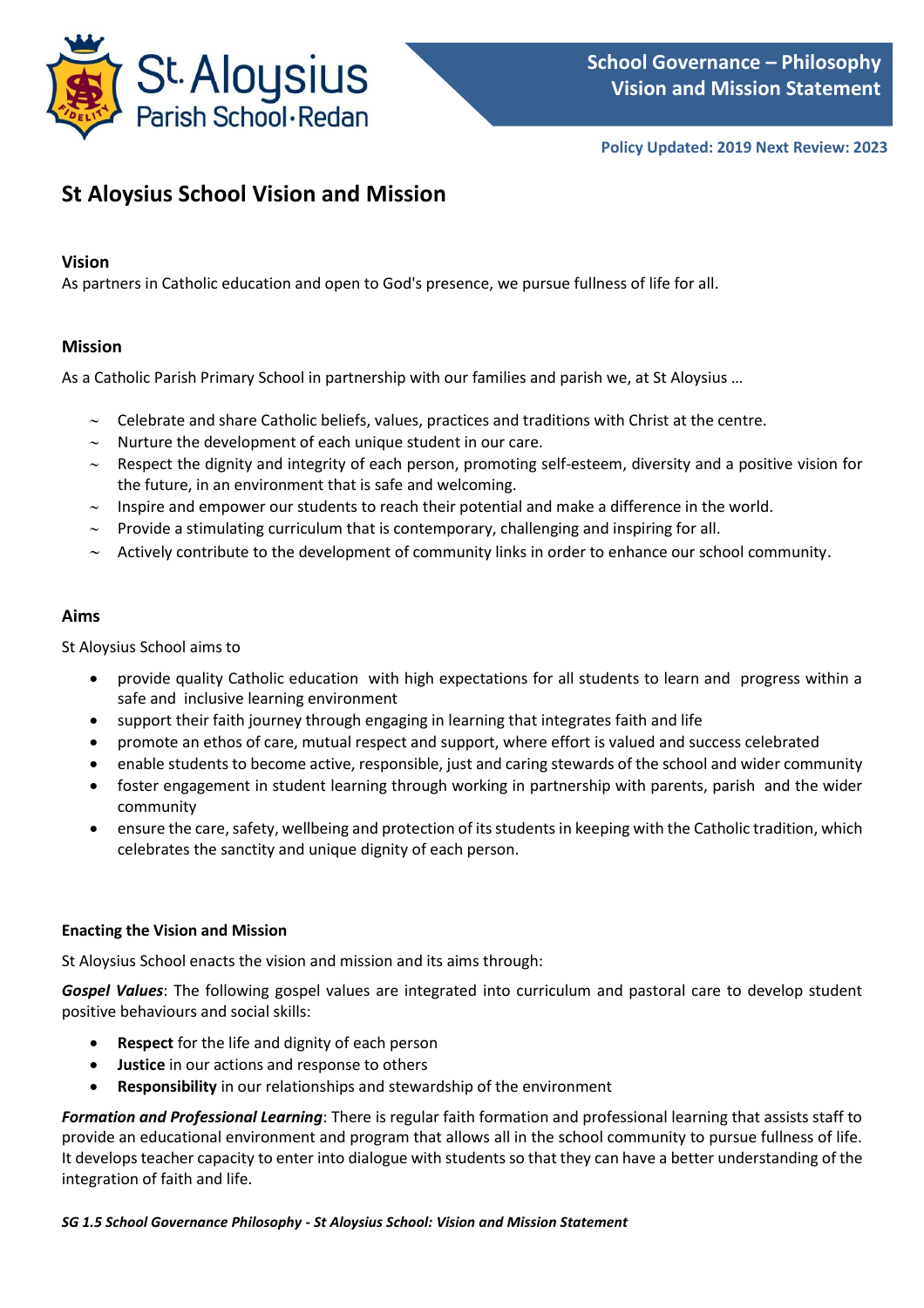# St Aloysius School Vision and Mission

### Vision

As partners in Catholic education and open to God's presence, we pursue fullness of life for all.

### Mission

As a Catholic Parish Primary School in partnership with our families and parish we, at St Aloysius …

- ~ Celebrate and share Catholic beliefs, values, practices and traditions with Christ at the centre.
- ~ Nurture the development of each unique student in our care.
- ~ Respect the dignity and integrity of each person, promoting self-esteem, diversity and a positive vision for the future, in an environment that is safe and welcoming.
- ~ Inspire and empower our students to reach their potential and make a difference in the world.
- ~ Provide a stimulating curriculum that is contemporary, challenging and inspiring for all.
- ~ Actively contribute to the development of community links in order to enhance our school community.

### Aims

St Aloysius School aims to

- provide quality Catholic education with high expectations for all students to learn and progress within a safe and inclusive learning environment
- support their faith journey through engaging in learning that integrates faith and life
- promote an ethos of care, mutual respect and support, where effort is valued and success celebrated
- enable students to become active, responsible, just and caring stewards of the school and wider community
- foster engagement in student learning through working in partnership with parents, parish and the wider community
- ensure the care, safety, wellbeing and protection of its students in keeping with the Catholic tradition, which celebrates the sanctity and unique dignity of each person.

#### Enacting the Vision and Mission

St Aloysius School enacts the vision and mission and its aims through:

***Gospel Values***: The following gospel values are integrated into curriculum and pastoral care to develop student positive behaviours and social skills:

- **Respect** for the life and dignity of each person
- **Justice** in our actions and response to others
- **Responsibility** in our relationships and stewardship of the environment

***Formation and Professional Learning***: There is regular faith formation and professional learning that assists staff to provide an educational environment and program that allows all in the school community to pursue fullness of life. It develops teacher capacity to enter into dialogue with students so that they can have a better understanding of the integration of faith and life.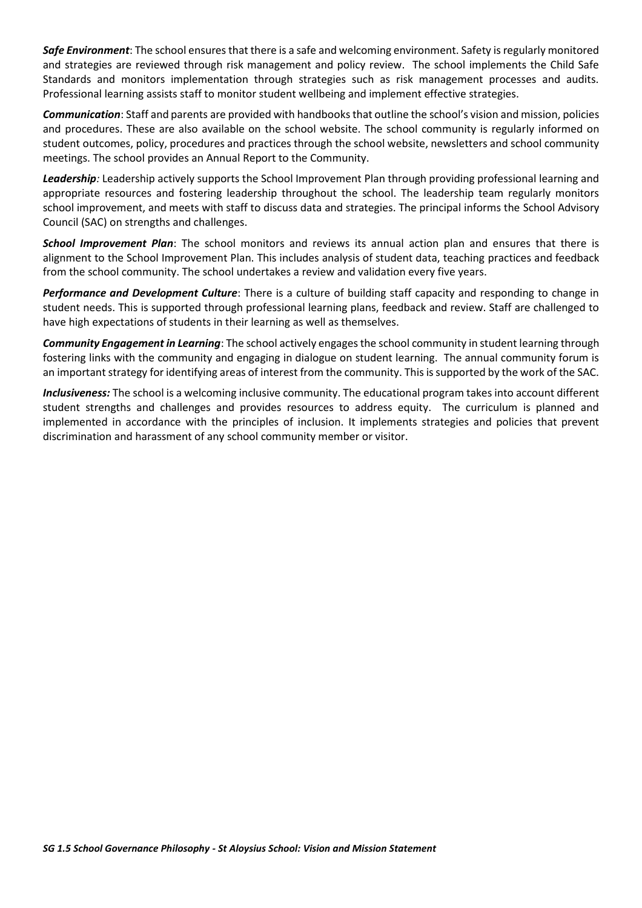***Safe Environment***: The school ensures that there is a safe and welcoming environment. Safety is regularly monitored and strategies are reviewed through risk management and policy review. The school implements the Child Safe Standards and monitors implementation through strategies such as risk management processes and audits. Professional learning assists staff to monitor student wellbeing and implement effective strategies.

***Communication***: Staff and parents are provided with handbooks that outline the school's vision and mission, policies and procedures. These are also available on the school website. The school community is regularly informed on student outcomes, policy, procedures and practices through the school website, newsletters and school community meetings. The school provides an Annual Report to the Community.

***Leadership***: Leadership actively supports the School Improvement Plan through providing professional learning and appropriate resources and fostering leadership throughout the school. The leadership team regularly monitors school improvement, and meets with staff to discuss data and strategies. The principal informs the School Advisory Council (SAC) on strengths and challenges.

***School Improvement Plan***: The school monitors and reviews its annual action plan and ensures that there is alignment to the School Improvement Plan. This includes analysis of student data, teaching practices and feedback from the school community. The school undertakes a review and validation every five years.

***Performance and Development Culture***: There is a culture of building staff capacity and responding to change in student needs. This is supported through professional learning plans, feedback and review. Staff are challenged to have high expectations of students in their learning as well as themselves.

***Community Engagement in Learning***: The school actively engages the school community in student learning through fostering links with the community and engaging in dialogue on student learning. The annual community forum is an important strategy for identifying areas of interest from the community. This is supported by the work of the SAC.

***Inclusiveness:*** The school is a welcoming inclusive community. The educational program takes into account different student strengths and challenges and provides resources to address equity. The curriculum is planned and implemented in accordance with the principles of inclusion. It implements strategies and policies that prevent discrimination and harassment of any school community member or visitor.

***SG 1.5 School Governance Philosophy - St Aloysius School: Vision and Mission Statement***